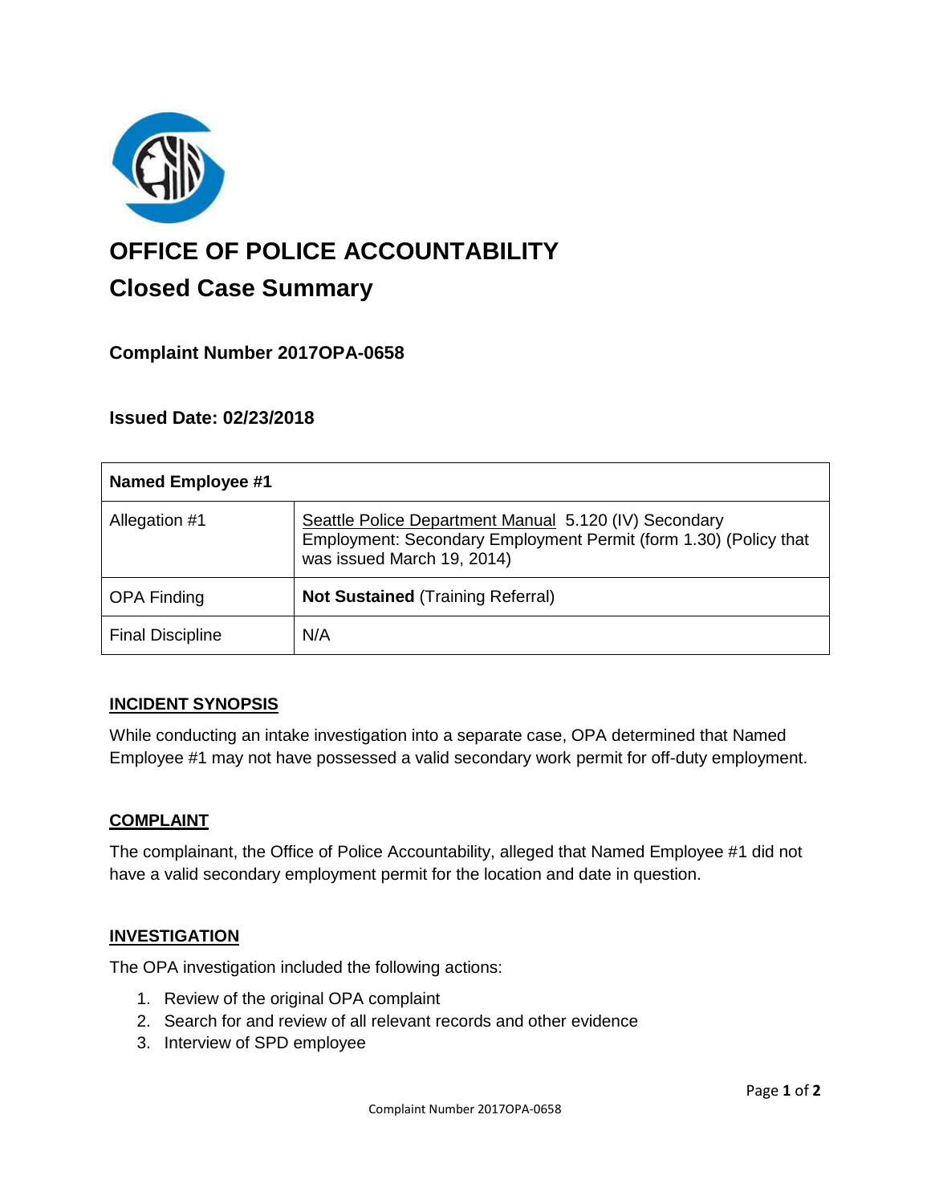# OFFICE OF POLICE ACCOUNTABILITY

## Closed Case Summary

### Complaint Number 2017OPA-0658

### Issued Date: 02/23/2018

| Named Employee #1 | |
|---|---|
| Allegation #1 | Seattle Police Department Manual 5.120 (IV) Secondary Employment: Secondary Employment Permit (form 1.30) (Policy that was issued March 19, 2014) |
| OPA Finding | **Not Sustained** (Training Referral) |
| Final Discipline | N/A |

#### INCIDENT SYNOPSIS

While conducting an intake investigation into a separate case, OPA determined that Named Employee #1 may not have possessed a valid secondary work permit for off-duty employment.

#### COMPLAINT

The complainant, the Office of Police Accountability, alleged that Named Employee #1 did not have a valid secondary employment permit for the location and date in question.

#### INVESTIGATION

The OPA investigation included the following actions:

1. Review of the original OPA complaint
2. Search for and review of all relevant records and other evidence
3. Interview of SPD employee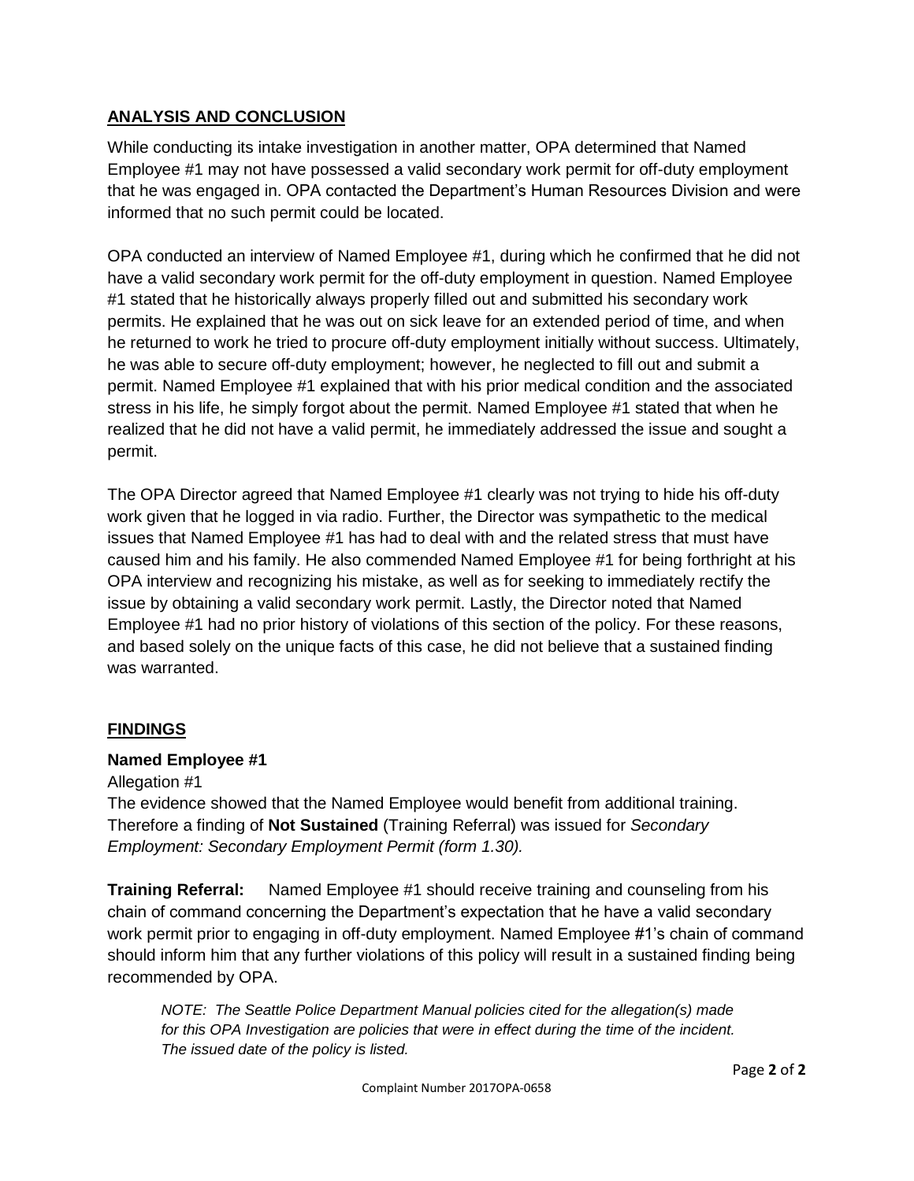## ANALYSIS AND CONCLUSION

While conducting its intake investigation in another matter, OPA determined that Named Employee #1 may not have possessed a valid secondary work permit for off-duty employment that he was engaged in. OPA contacted the Department's Human Resources Division and were informed that no such permit could be located.

OPA conducted an interview of Named Employee #1, during which he confirmed that he did not have a valid secondary work permit for the off-duty employment in question. Named Employee #1 stated that he historically always properly filled out and submitted his secondary work permits. He explained that he was out on sick leave for an extended period of time, and when he returned to work he tried to procure off-duty employment initially without success. Ultimately, he was able to secure off-duty employment; however, he neglected to fill out and submit a permit. Named Employee #1 explained that with his prior medical condition and the associated stress in his life, he simply forgot about the permit. Named Employee #1 stated that when he realized that he did not have a valid permit, he immediately addressed the issue and sought a permit.

The OPA Director agreed that Named Employee #1 clearly was not trying to hide his off-duty work given that he logged in via radio. Further, the Director was sympathetic to the medical issues that Named Employee #1 has had to deal with and the related stress that must have caused him and his family. He also commended Named Employee #1 for being forthright at his OPA interview and recognizing his mistake, as well as for seeking to immediately rectify the issue by obtaining a valid secondary work permit. Lastly, the Director noted that Named Employee #1 had no prior history of violations of this section of the policy. For these reasons, and based solely on the unique facts of this case, he did not believe that a sustained finding was warranted.

## FINDINGS

**Named Employee #1**

Allegation #1

The evidence showed that the Named Employee would benefit from additional training. Therefore a finding of **Not Sustained** (Training Referral) was issued for *Secondary Employment: Secondary Employment Permit (form 1.30).*

**Training Referral:** Named Employee #1 should receive training and counseling from his chain of command concerning the Department's expectation that he have a valid secondary work permit prior to engaging in off-duty employment. Named Employee #1's chain of command should inform him that any further violations of this policy will result in a sustained finding being recommended by OPA.

*NOTE: The Seattle Police Department Manual policies cited for the allegation(s) made for this OPA Investigation are policies that were in effect during the time of the incident. The issued date of the policy is listed.*

Complaint Number 2017OPA-0658